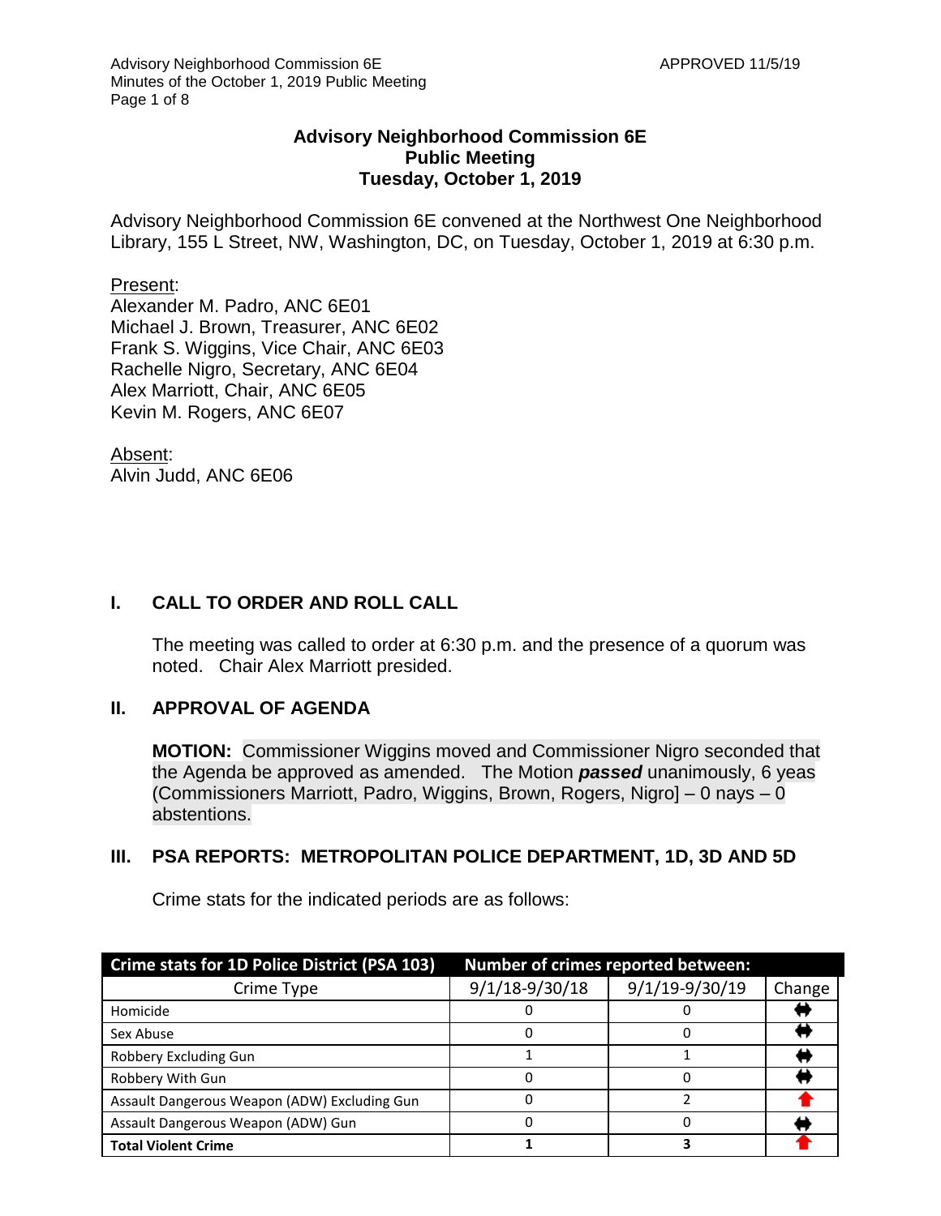# Advisory Neighborhood Commission 6E
## Public Meeting
## Tuesday, October 1, 2019

Advisory Neighborhood Commission 6E convened at the Northwest One Neighborhood Library, 155 L Street, NW, Washington, DC, on Tuesday, October 1, 2019 at 6:30 p.m.

Present:
Alexander M. Padro, ANC 6E01
Michael J. Brown, Treasurer, ANC 6E02
Frank S. Wiggins, Vice Chair, ANC 6E03
Rachelle Nigro, Secretary, ANC 6E04
Alex Marriott, Chair, ANC 6E05
Kevin M. Rogers, ANC 6E07

Absent:
Alvin Judd, ANC 6E06

## I. CALL TO ORDER AND ROLL CALL

The meeting was called to order at 6:30 p.m. and the presence of a quorum was noted. Chair Alex Marriott presided.

## II. APPROVAL OF AGENDA

**MOTION:** Commissioner Wiggins moved and Commissioner Nigro seconded that the Agenda be approved as amended. The Motion ***passed*** unanimously, 6 yeas (Commissioners Marriott, Padro, Wiggins, Brown, Rogers, Nigro] – 0 nays – 0 abstentions.

## III. PSA REPORTS: METROPOLITAN POLICE DEPARTMENT, 1D, 3D AND 5D

Crime stats for the indicated periods are as follows:

| Crime stats for 1D Police District (PSA 103) | Number of crimes reported between: | | |
|---|---|---|---|
| Crime Type | 9/1/18-9/30/18 | 9/1/19-9/30/19 | Change |
| Homicide | 0 | 0 | ↔ |
| Sex Abuse | 0 | 0 | ↔ |
| Robbery Excluding Gun | 1 | 1 | ↔ |
| Robbery With Gun | 0 | 0 | ↔ |
| Assault Dangerous Weapon (ADW) Excluding Gun | 0 | 2 | ↑ |
| Assault Dangerous Weapon (ADW) Gun | 0 | 0 | ↔ |
| **Total Violent Crime** | **1** | **3** | ↑ |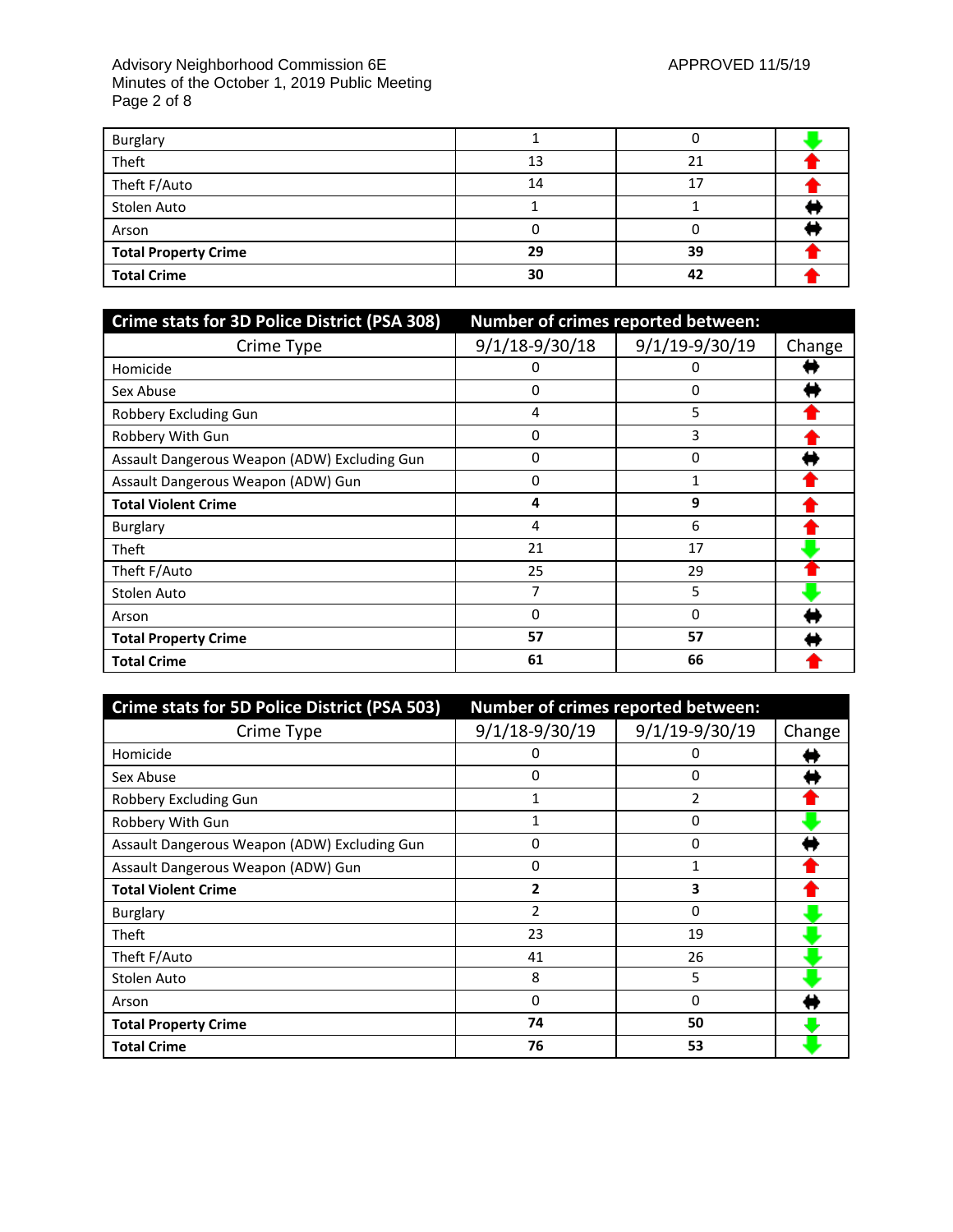| | | | |
|---|---|---|---|
| Burglary | 1 | 0 | ↓ |
| Theft | 13 | 21 | ↑ |
| Theft F/Auto | 14 | 17 | ↑ |
| Stolen Auto | 1 | 1 | ↔ |
| Arson | 0 | 0 | ↔ |
| **Total Property Crime** | **29** | **39** | ↑ |
| **Total Crime** | **30** | **42** | ↑ |

| Crime stats for 3D Police District (PSA 308) | Number of crimes reported between: | | |
|---|---|---|---|
| Crime Type | 9/1/18-9/30/18 | 9/1/19-9/30/19 | Change |
| Homicide | 0 | 0 | ↔ |
| Sex Abuse | 0 | 0 | ↔ |
| Robbery Excluding Gun | 4 | 5 | ↑ |
| Robbery With Gun | 0 | 3 | ↑ |
| Assault Dangerous Weapon (ADW) Excluding Gun | 0 | 0 | ↔ |
| Assault Dangerous Weapon (ADW) Gun | 0 | 1 | ↑ |
| **Total Violent Crime** | **4** | **9** | ↑ |
| Burglary | 4 | 6 | ↑ |
| Theft | 21 | 17 | ↓ |
| Theft F/Auto | 25 | 29 | ↑ |
| Stolen Auto | 7 | 5 | ↓ |
| Arson | 0 | 0 | ↔ |
| **Total Property Crime** | **57** | **57** | ↔ |
| **Total Crime** | **61** | **66** | ↑ |

| Crime stats for 5D Police District (PSA 503) | Number of crimes reported between: | | |
|---|---|---|---|
| Crime Type | 9/1/18-9/30/19 | 9/1/19-9/30/19 | Change |
| Homicide | 0 | 0 | ↔ |
| Sex Abuse | 0 | 0 | ↔ |
| Robbery Excluding Gun | 1 | 2 | ↑ |
| Robbery With Gun | 1 | 0 | ↓ |
| Assault Dangerous Weapon (ADW) Excluding Gun | 0 | 0 | ↔ |
| Assault Dangerous Weapon (ADW) Gun | 0 | 1 | ↑ |
| **Total Violent Crime** | **2** | **3** | ↑ |
| Burglary | 2 | 0 | ↓ |
| Theft | 23 | 19 | ↓ |
| Theft F/Auto | 41 | 26 | ↓ |
| Stolen Auto | 8 | 5 | ↓ |
| Arson | 0 | 0 | ↔ |
| **Total Property Crime** | **74** | **50** | ↓ |
| **Total Crime** | **76** | **53** | ↓ |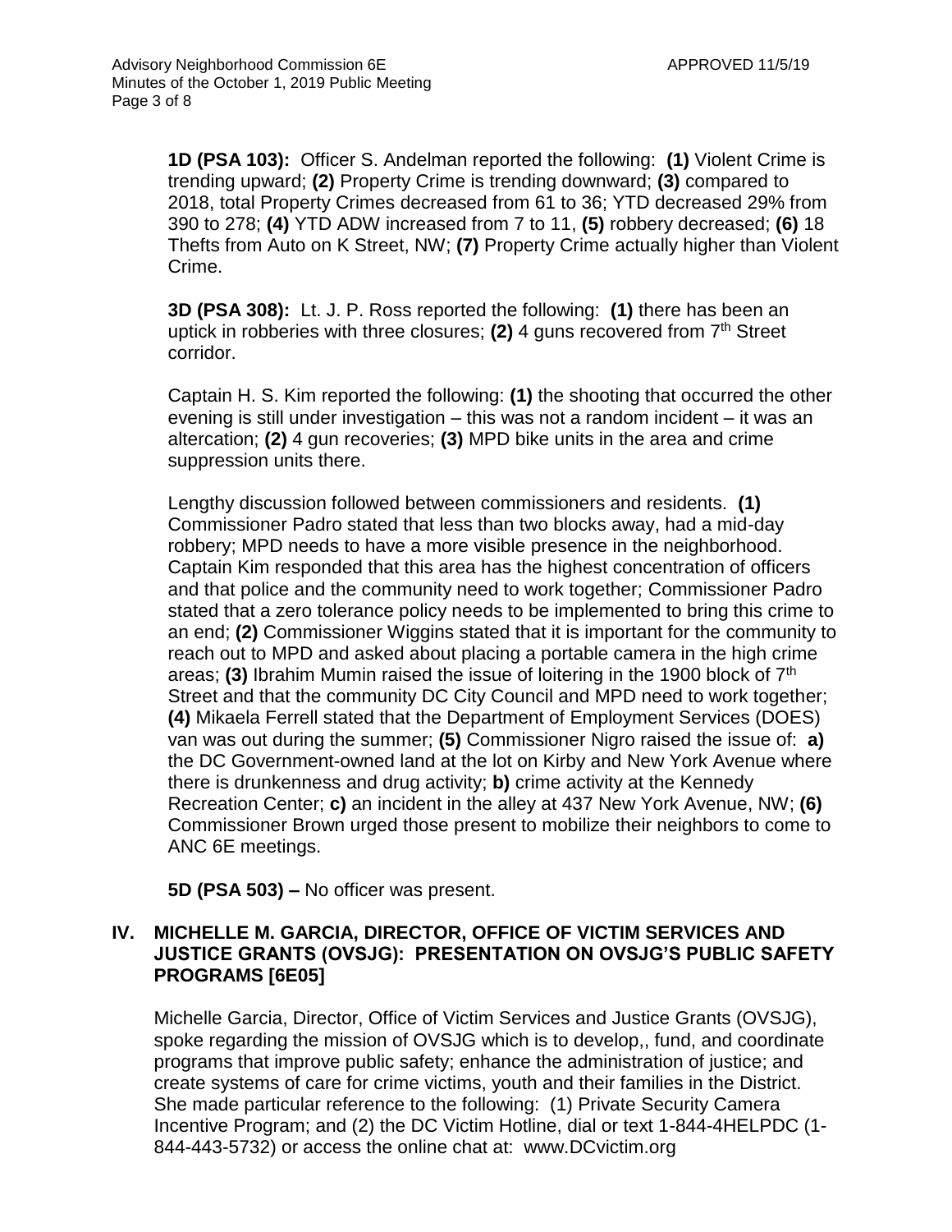**1D (PSA 103):** Officer S. Andelman reported the following: **(1)** Violent Crime is trending upward; **(2)** Property Crime is trending downward; **(3)** compared to 2018, total Property Crimes decreased from 61 to 36; YTD decreased 29% from 390 to 278; **(4)** YTD ADW increased from 7 to 11, **(5)** robbery decreased; **(6)** 18 Thefts from Auto on K Street, NW; **(7)** Property Crime actually higher than Violent Crime.

**3D (PSA 308):** Lt. J. P. Ross reported the following: **(1)** there has been an uptick in robberies with three closures; **(2)** 4 guns recovered from 7th Street corridor.

Captain H. S. Kim reported the following: **(1)** the shooting that occurred the other evening is still under investigation – this was not a random incident – it was an altercation; **(2)** 4 gun recoveries; **(3)** MPD bike units in the area and crime suppression units there.

Lengthy discussion followed between commissioners and residents. **(1)** Commissioner Padro stated that less than two blocks away, had a mid-day robbery; MPD needs to have a more visible presence in the neighborhood. Captain Kim responded that this area has the highest concentration of officers and that police and the community need to work together; Commissioner Padro stated that a zero tolerance policy needs to be implemented to bring this crime to an end; **(2)** Commissioner Wiggins stated that it is important for the community to reach out to MPD and asked about placing a portable camera in the high crime areas; **(3)** Ibrahim Mumin raised the issue of loitering in the 1900 block of 7th Street and that the community DC City Council and MPD need to work together; **(4)** Mikaela Ferrell stated that the Department of Employment Services (DOES) van was out during the summer; **(5)** Commissioner Nigro raised the issue of: **a)** the DC Government-owned land at the lot on Kirby and New York Avenue where there is drunkenness and drug activity; **b)** crime activity at the Kennedy Recreation Center; **c)** an incident in the alley at 437 New York Avenue, NW; **(6)** Commissioner Brown urged those present to mobilize their neighbors to come to ANC 6E meetings.

**5D (PSA 503) –** No officer was present.

## IV. MICHELLE M. GARCIA, DIRECTOR, OFFICE OF VICTIM SERVICES AND JUSTICE GRANTS (OVSJG): PRESENTATION ON OVSJG'S PUBLIC SAFETY PROGRAMS [6E05]

Michelle Garcia, Director, Office of Victim Services and Justice Grants (OVSJG), spoke regarding the mission of OVSJG which is to develop,, fund, and coordinate programs that improve public safety; enhance the administration of justice; and create systems of care for crime victims, youth and their families in the District. She made particular reference to the following: (1) Private Security Camera Incentive Program; and (2) the DC Victim Hotline, dial or text 1-844-4HELPDC (1-844-443-5732) or access the online chat at: www.DCvictim.org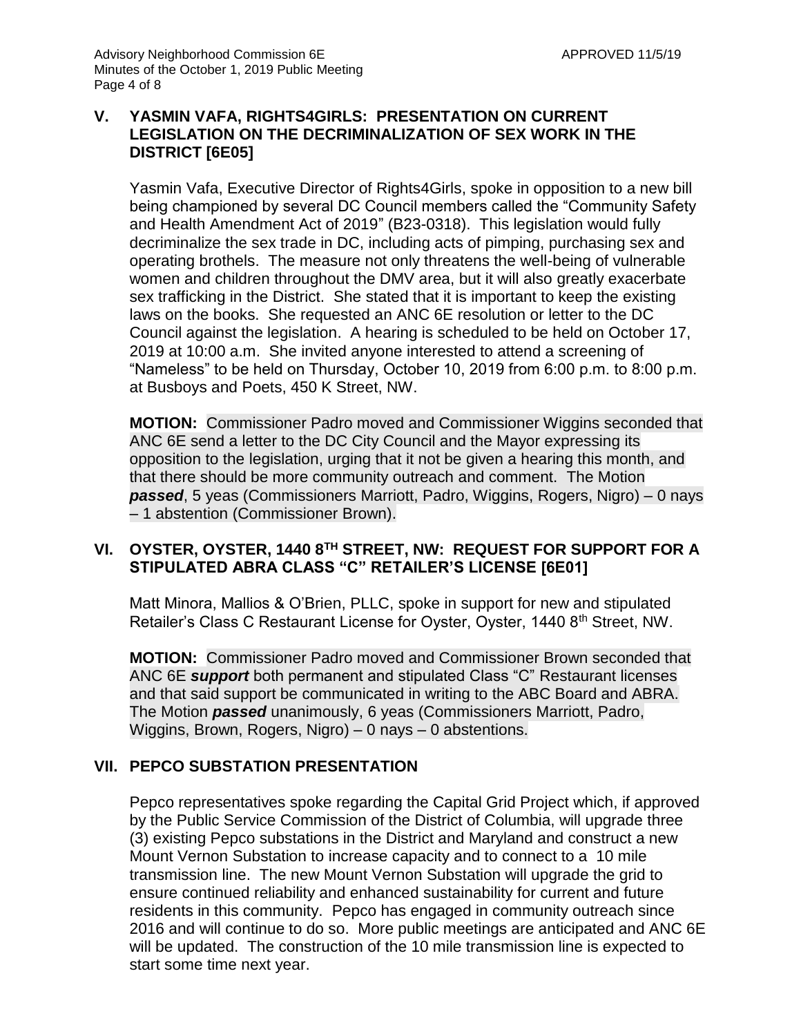## V. YASMIN VAFA, RIGHTS4GIRLS: PRESENTATION ON CURRENT LEGISLATION ON THE DECRIMINALIZATION OF SEX WORK IN THE DISTRICT [6E05]

Yasmin Vafa, Executive Director of Rights4Girls, spoke in opposition to a new bill being championed by several DC Council members called the "Community Safety and Health Amendment Act of 2019" (B23-0318). This legislation would fully decriminalize the sex trade in DC, including acts of pimping, purchasing sex and operating brothels. The measure not only threatens the well-being of vulnerable women and children throughout the DMV area, but it will also greatly exacerbate sex trafficking in the District. She stated that it is important to keep the existing laws on the books. She requested an ANC 6E resolution or letter to the DC Council against the legislation. A hearing is scheduled to be held on October 17, 2019 at 10:00 a.m. She invited anyone interested to attend a screening of "Nameless" to be held on Thursday, October 10, 2019 from 6:00 p.m. to 8:00 p.m. at Busboys and Poets, 450 K Street, NW.

**MOTION:** Commissioner Padro moved and Commissioner Wiggins seconded that ANC 6E send a letter to the DC City Council and the Mayor expressing its opposition to the legislation, urging that it not be given a hearing this month, and that there should be more community outreach and comment. The Motion ***passed***, 5 yeas (Commissioners Marriott, Padro, Wiggins, Rogers, Nigro) – 0 nays – 1 abstention (Commissioner Brown).

## VI. OYSTER, OYSTER, 1440 8TH STREET, NW: REQUEST FOR SUPPORT FOR A STIPULATED ABRA CLASS "C" RETAILER'S LICENSE [6E01]

Matt Minora, Mallios & O'Brien, PLLC, spoke in support for new and stipulated Retailer's Class C Restaurant License for Oyster, Oyster, 1440 8th Street, NW.

**MOTION:** Commissioner Padro moved and Commissioner Brown seconded that ANC 6E ***support*** both permanent and stipulated Class "C" Restaurant licenses and that said support be communicated in writing to the ABC Board and ABRA. The Motion ***passed*** unanimously, 6 yeas (Commissioners Marriott, Padro, Wiggins, Brown, Rogers, Nigro) – 0 nays – 0 abstentions.

## VII. PEPCO SUBSTATION PRESENTATION

Pepco representatives spoke regarding the Capital Grid Project which, if approved by the Public Service Commission of the District of Columbia, will upgrade three (3) existing Pepco substations in the District and Maryland and construct a new Mount Vernon Substation to increase capacity and to connect to a 10 mile transmission line. The new Mount Vernon Substation will upgrade the grid to ensure continued reliability and enhanced sustainability for current and future residents in this community. Pepco has engaged in community outreach since 2016 and will continue to do so. More public meetings are anticipated and ANC 6E will be updated. The construction of the 10 mile transmission line is expected to start some time next year.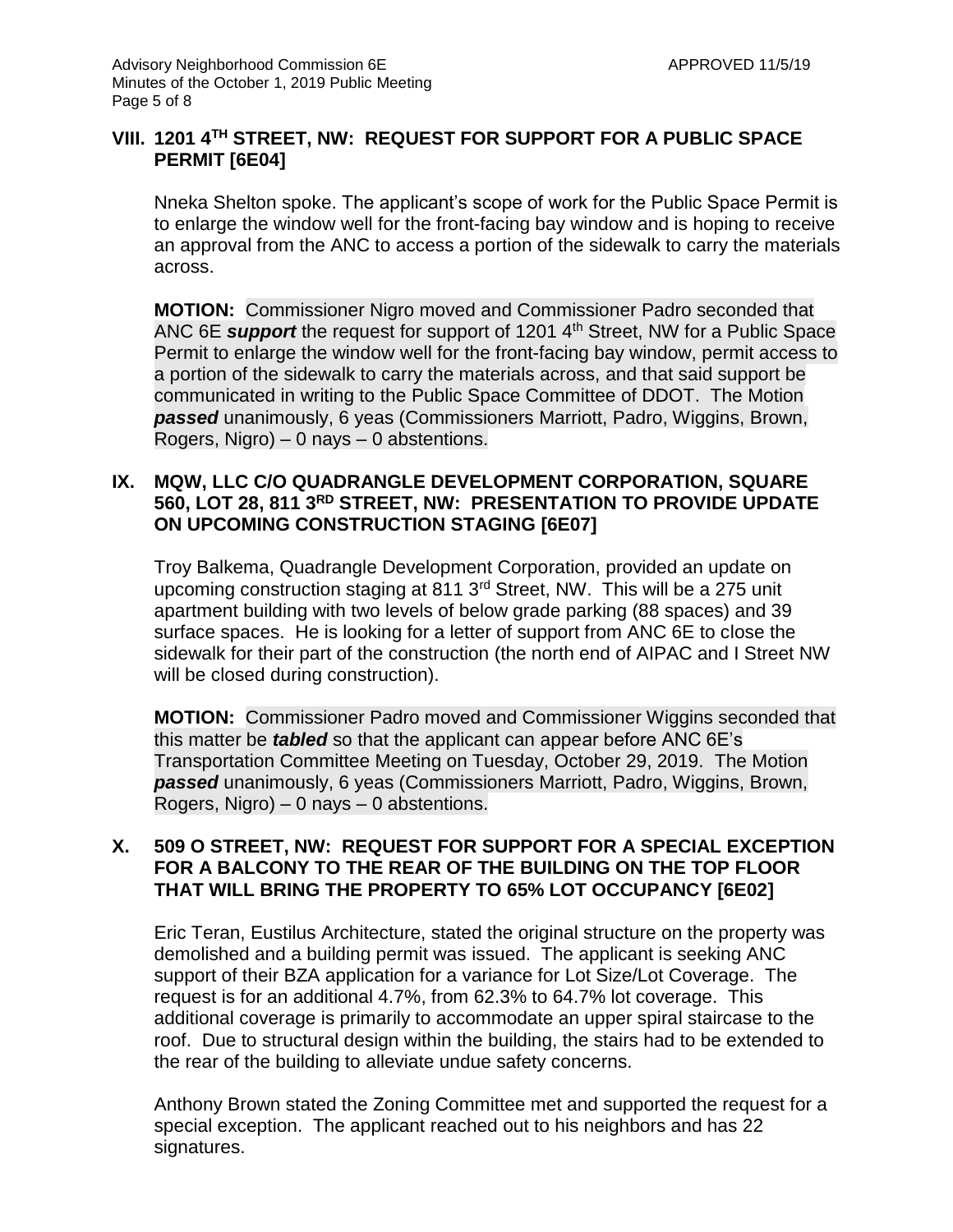## VIII. 1201 4TH STREET, NW: REQUEST FOR SUPPORT FOR A PUBLIC SPACE PERMIT [6E04]

Nneka Shelton spoke. The applicant's scope of work for the Public Space Permit is to enlarge the window well for the front-facing bay window and is hoping to receive an approval from the ANC to access a portion of the sidewalk to carry the materials across.

**MOTION:** Commissioner Nigro moved and Commissioner Padro seconded that ANC 6E ***support*** the request for support of 1201 4th Street, NW for a Public Space Permit to enlarge the window well for the front-facing bay window, permit access to a portion of the sidewalk to carry the materials across, and that said support be communicated in writing to the Public Space Committee of DDOT. The Motion ***passed*** unanimously, 6 yeas (Commissioners Marriott, Padro, Wiggins, Brown, Rogers, Nigro) – 0 nays – 0 abstentions.

## IX. MQW, LLC C/O QUADRANGLE DEVELOPMENT CORPORATION, SQUARE 560, LOT 28, 811 3RD STREET, NW: PRESENTATION TO PROVIDE UPDATE ON UPCOMING CONSTRUCTION STAGING [6E07]

Troy Balkema, Quadrangle Development Corporation, provided an update on upcoming construction staging at 811 3rd Street, NW. This will be a 275 unit apartment building with two levels of below grade parking (88 spaces) and 39 surface spaces. He is looking for a letter of support from ANC 6E to close the sidewalk for their part of the construction (the north end of AIPAC and I Street NW will be closed during construction).

**MOTION:** Commissioner Padro moved and Commissioner Wiggins seconded that this matter be ***tabled*** so that the applicant can appear before ANC 6E's Transportation Committee Meeting on Tuesday, October 29, 2019. The Motion ***passed*** unanimously, 6 yeas (Commissioners Marriott, Padro, Wiggins, Brown, Rogers, Nigro) – 0 nays – 0 abstentions.

## X. 509 O STREET, NW: REQUEST FOR SUPPORT FOR A SPECIAL EXCEPTION FOR A BALCONY TO THE REAR OF THE BUILDING ON THE TOP FLOOR THAT WILL BRING THE PROPERTY TO 65% LOT OCCUPANCY [6E02]

Eric Teran, Eustilus Architecture, stated the original structure on the property was demolished and a building permit was issued. The applicant is seeking ANC support of their BZA application for a variance for Lot Size/Lot Coverage. The request is for an additional 4.7%, from 62.3% to 64.7% lot coverage. This additional coverage is primarily to accommodate an upper spiral staircase to the roof. Due to structural design within the building, the stairs had to be extended to the rear of the building to alleviate undue safety concerns.

Anthony Brown stated the Zoning Committee met and supported the request for a special exception. The applicant reached out to his neighbors and has 22 signatures.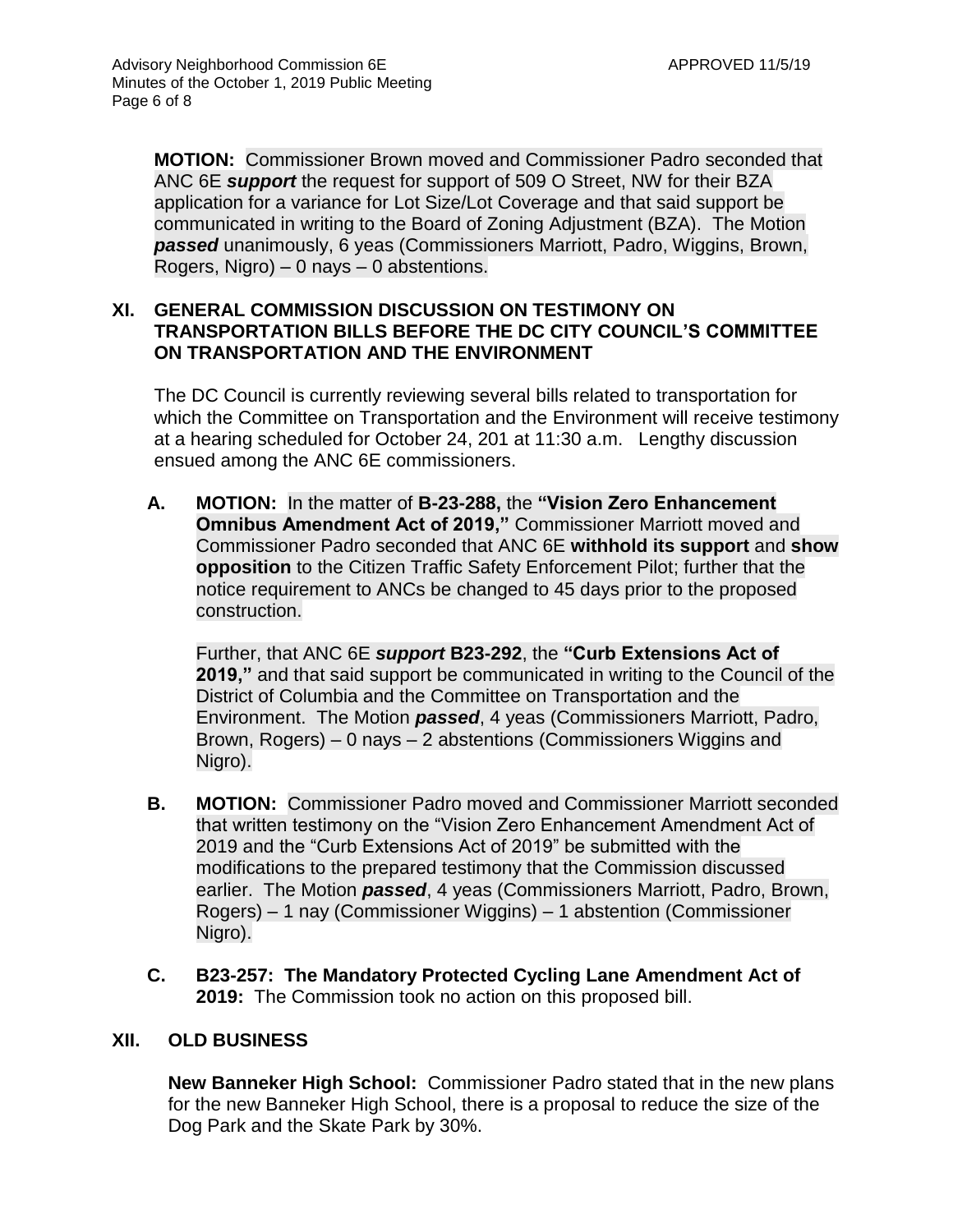**MOTION:** Commissioner Brown moved and Commissioner Padro seconded that ANC 6E ***support*** the request for support of 509 O Street, NW for their BZA application for a variance for Lot Size/Lot Coverage and that said support be communicated in writing to the Board of Zoning Adjustment (BZA). The Motion ***passed*** unanimously, 6 yeas (Commissioners Marriott, Padro, Wiggins, Brown, Rogers, Nigro) – 0 nays – 0 abstentions.

## XI. GENERAL COMMISSION DISCUSSION ON TESTIMONY ON TRANSPORTATION BILLS BEFORE THE DC CITY COUNCIL'S COMMITTEE ON TRANSPORTATION AND THE ENVIRONMENT

The DC Council is currently reviewing several bills related to transportation for which the Committee on Transportation and the Environment will receive testimony at a hearing scheduled for October 24, 201 at 11:30 a.m. Lengthy discussion ensued among the ANC 6E commissioners.

**A. MOTION:** In the matter of **B-23-288,** the **"Vision Zero Enhancement Omnibus Amendment Act of 2019,"** Commissioner Marriott moved and Commissioner Padro seconded that ANC 6E **withhold its support** and **show opposition** to the Citizen Traffic Safety Enforcement Pilot; further that the notice requirement to ANCs be changed to 45 days prior to the proposed construction.

Further, that ANC 6E ***support*** **B23-292**, the **"Curb Extensions Act of 2019,"** and that said support be communicated in writing to the Council of the District of Columbia and the Committee on Transportation and the Environment. The Motion ***passed***, 4 yeas (Commissioners Marriott, Padro, Brown, Rogers) – 0 nays – 2 abstentions (Commissioners Wiggins and Nigro).

**B. MOTION:** Commissioner Padro moved and Commissioner Marriott seconded that written testimony on the "Vision Zero Enhancement Amendment Act of 2019 and the "Curb Extensions Act of 2019" be submitted with the modifications to the prepared testimony that the Commission discussed earlier. The Motion ***passed***, 4 yeas (Commissioners Marriott, Padro, Brown, Rogers) – 1 nay (Commissioner Wiggins) – 1 abstention (Commissioner Nigro).

**C. B23-257: The Mandatory Protected Cycling Lane Amendment Act of 2019:** The Commission took no action on this proposed bill.

## XII. OLD BUSINESS

**New Banneker High School:** Commissioner Padro stated that in the new plans for the new Banneker High School, there is a proposal to reduce the size of the Dog Park and the Skate Park by 30%.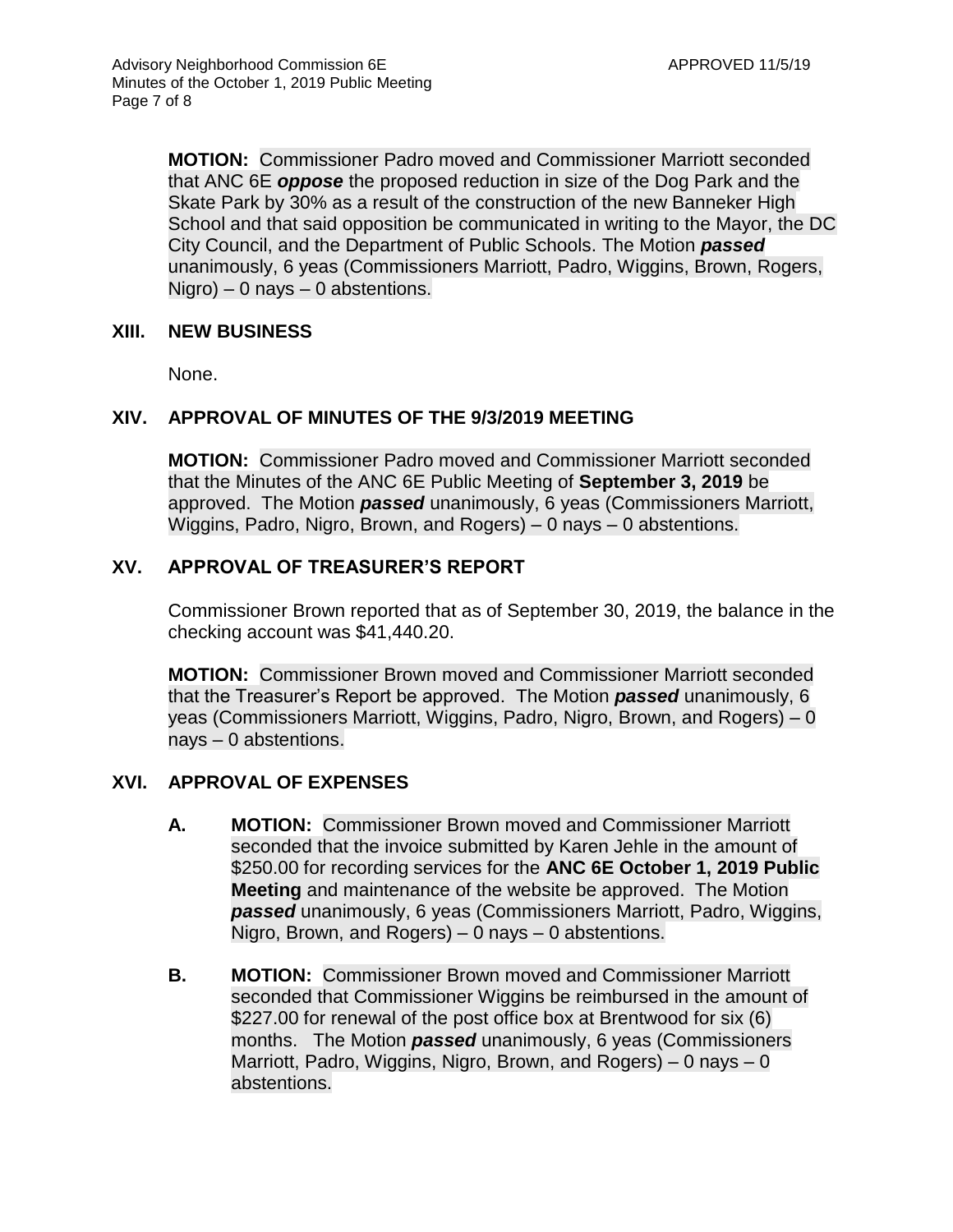**MOTION:** Commissioner Padro moved and Commissioner Marriott seconded that ANC 6E ***oppose*** the proposed reduction in size of the Dog Park and the Skate Park by 30% as a result of the construction of the new Banneker High School and that said opposition be communicated in writing to the Mayor, the DC City Council, and the Department of Public Schools. The Motion ***passed*** unanimously, 6 yeas (Commissioners Marriott, Padro, Wiggins, Brown, Rogers, Nigro) – 0 nays – 0 abstentions.

## XIII. NEW BUSINESS

None.

## XIV. APPROVAL OF MINUTES OF THE 9/3/2019 MEETING

**MOTION:** Commissioner Padro moved and Commissioner Marriott seconded that the Minutes of the ANC 6E Public Meeting of **September 3, 2019** be approved. The Motion ***passed*** unanimously, 6 yeas (Commissioners Marriott, Wiggins, Padro, Nigro, Brown, and Rogers) – 0 nays – 0 abstentions.

## XV. APPROVAL OF TREASURER'S REPORT

Commissioner Brown reported that as of September 30, 2019, the balance in the checking account was $41,440.20.

**MOTION:** Commissioner Brown moved and Commissioner Marriott seconded that the Treasurer's Report be approved. The Motion ***passed*** unanimously, 6 yeas (Commissioners Marriott, Wiggins, Padro, Nigro, Brown, and Rogers) – 0 nays – 0 abstentions.

## XVI. APPROVAL OF EXPENSES

**A. MOTION:** Commissioner Brown moved and Commissioner Marriott seconded that the invoice submitted by Karen Jehle in the amount of $250.00 for recording services for the **ANC 6E October 1, 2019 Public Meeting** and maintenance of the website be approved. The Motion ***passed*** unanimously, 6 yeas (Commissioners Marriott, Padro, Wiggins, Nigro, Brown, and Rogers) – 0 nays – 0 abstentions.

**B. MOTION:** Commissioner Brown moved and Commissioner Marriott seconded that Commissioner Wiggins be reimbursed in the amount of $227.00 for renewal of the post office box at Brentwood for six (6) months. The Motion ***passed*** unanimously, 6 yeas (Commissioners Marriott, Padro, Wiggins, Nigro, Brown, and Rogers) – 0 nays – 0 abstentions.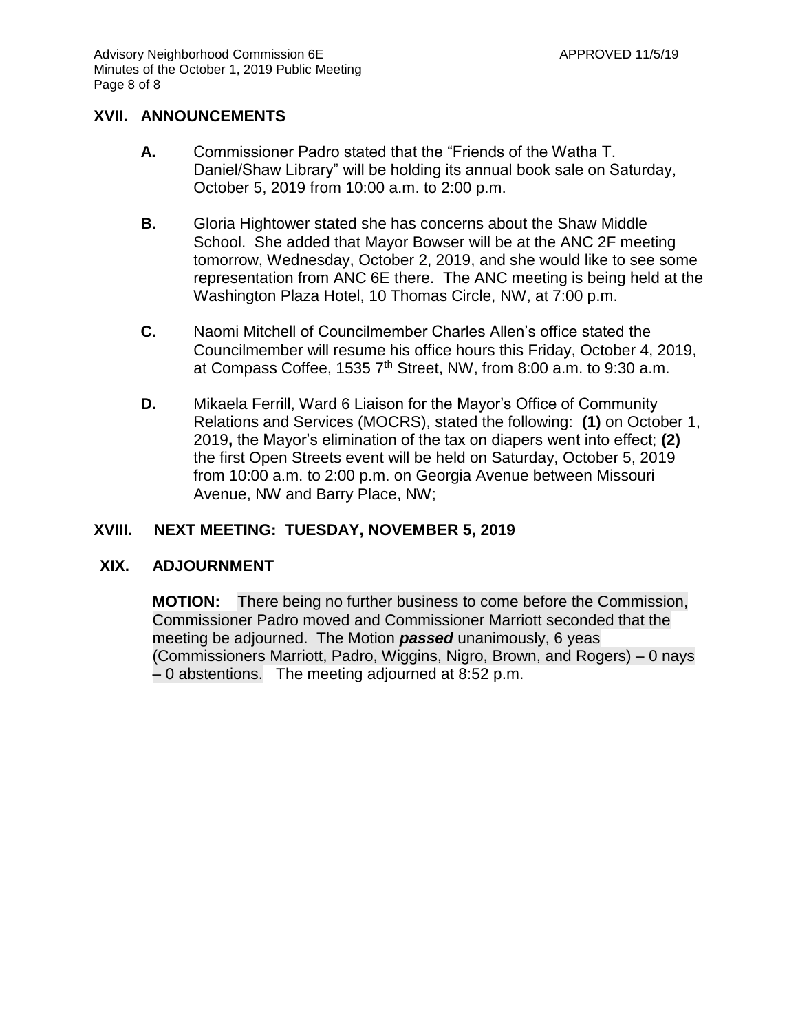## XVII. ANNOUNCEMENTS

**A.** Commissioner Padro stated that the "Friends of the Watha T. Daniel/Shaw Library" will be holding its annual book sale on Saturday, October 5, 2019 from 10:00 a.m. to 2:00 p.m.

**B.** Gloria Hightower stated she has concerns about the Shaw Middle School. She added that Mayor Bowser will be at the ANC 2F meeting tomorrow, Wednesday, October 2, 2019, and she would like to see some representation from ANC 6E there. The ANC meeting is being held at the Washington Plaza Hotel, 10 Thomas Circle, NW, at 7:00 p.m.

**C.** Naomi Mitchell of Councilmember Charles Allen's office stated the Councilmember will resume his office hours this Friday, October 4, 2019, at Compass Coffee, 1535 7th Street, NW, from 8:00 a.m. to 9:30 a.m.

**D.** Mikaela Ferrill, Ward 6 Liaison for the Mayor's Office of Community Relations and Services (MOCRS), stated the following: **(1)** on October 1, 2019**,** the Mayor's elimination of the tax on diapers went into effect; **(2)** the first Open Streets event will be held on Saturday, October 5, 2019 from 10:00 a.m. to 2:00 p.m. on Georgia Avenue between Missouri Avenue, NW and Barry Place, NW;

## XVIII. NEXT MEETING: TUESDAY, NOVEMBER 5, 2019

## XIX. ADJOURNMENT

**MOTION:** There being no further business to come before the Commission, Commissioner Padro moved and Commissioner Marriott seconded that the meeting be adjourned. The Motion ***passed*** unanimously, 6 yeas (Commissioners Marriott, Padro, Wiggins, Nigro, Brown, and Rogers) – 0 nays – 0 abstentions. The meeting adjourned at 8:52 p.m.